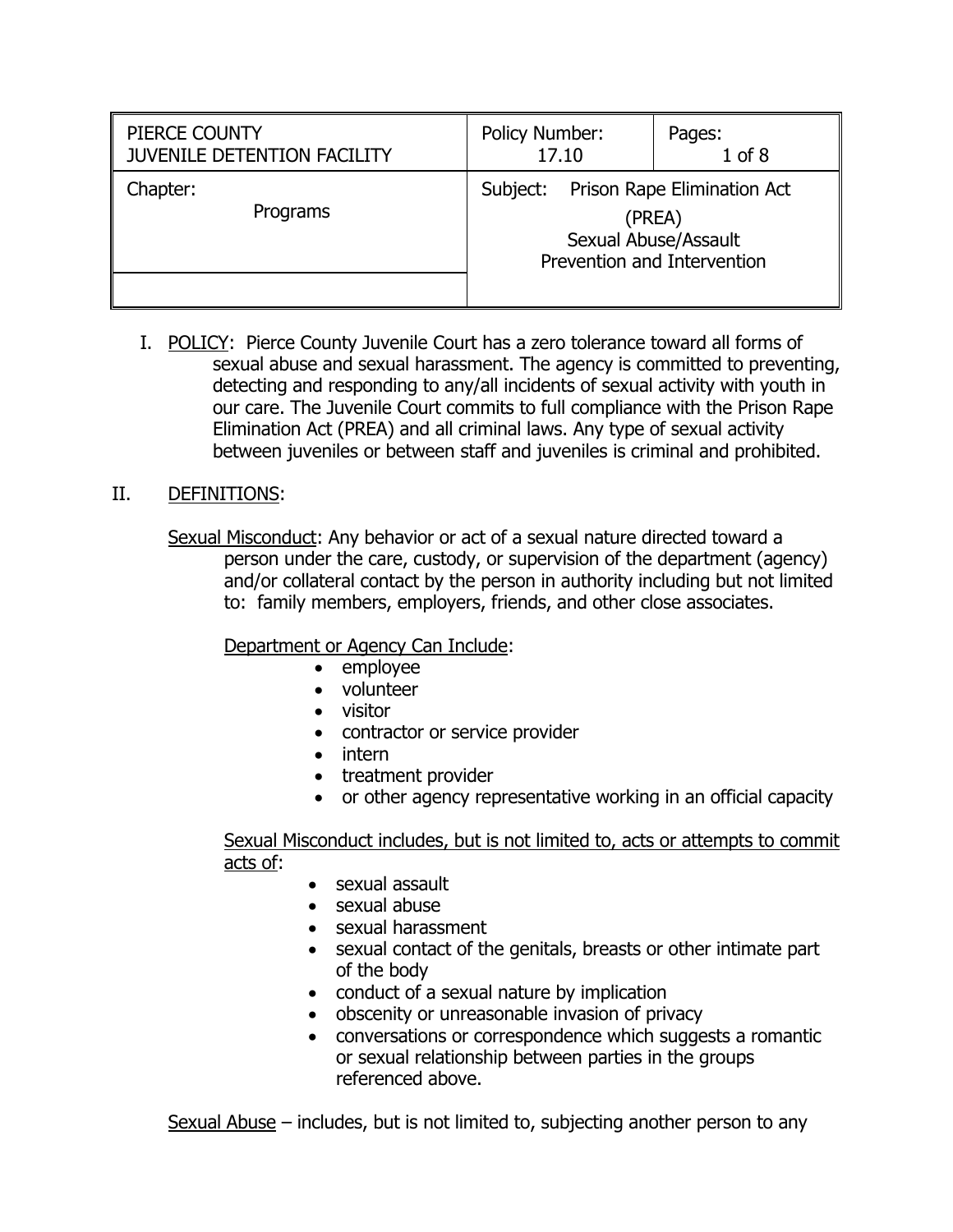| PIERCE COUNTY<br>JUVENILE DETENTION FACILITY | Policy Number:<br>17.10 | Pages:<br>1 of 8 |
| --- | --- | --- |
| Chapter:<br>Programs | Subject: Prison Rape Elimination Act (PREA)<br>Sexual Abuse/Assault<br>Prevention and Intervention | |

I. POLICY: Pierce County Juvenile Court has a zero tolerance toward all forms of sexual abuse and sexual harassment. The agency is committed to preventing, detecting and responding to any/all incidents of sexual activity with youth in our care. The Juvenile Court commits to full compliance with the Prison Rape Elimination Act (PREA) and all criminal laws. Any type of sexual activity between juveniles or between staff and juveniles is criminal and prohibited.

II. DEFINITIONS:

Sexual Misconduct: Any behavior or act of a sexual nature directed toward a person under the care, custody, or supervision of the department (agency) and/or collateral contact by the person in authority including but not limited to: family members, employers, friends, and other close associates.

Department or Agency Can Include:

- employee
- volunteer
- visitor
- contractor or service provider
- intern
- treatment provider
- or other agency representative working in an official capacity

Sexual Misconduct includes, but is not limited to, acts or attempts to commit acts of:

- sexual assault
- sexual abuse
- sexual harassment
- sexual contact of the genitals, breasts or other intimate part of the body
- conduct of a sexual nature by implication
- obscenity or unreasonable invasion of privacy
- conversations or correspondence which suggests a romantic or sexual relationship between parties in the groups referenced above.

Sexual Abuse – includes, but is not limited to, subjecting another person to any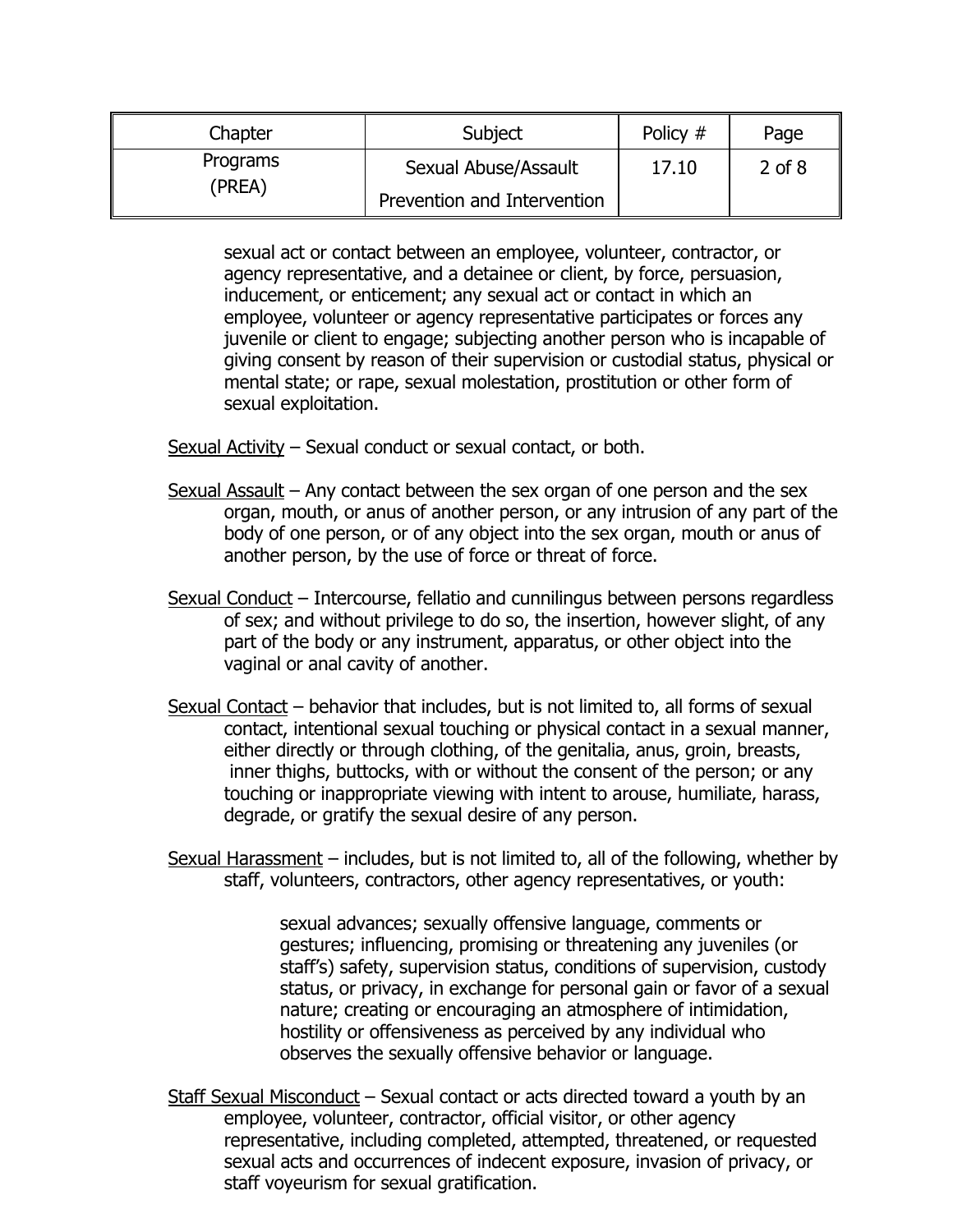sexual act or contact between an employee, volunteer, contractor, or agency representative, and a detainee or client, by force, persuasion, inducement, or enticement; any sexual act or contact in which an employee, volunteer or agency representative participates or forces any juvenile or client to engage; subjecting another person who is incapable of giving consent by reason of their supervision or custodial status, physical or mental state; or rape, sexual molestation, prostitution or other form of sexual exploitation.

Sexual Activity – Sexual conduct or sexual contact, or both.

Sexual Assault – Any contact between the sex organ of one person and the sex organ, mouth, or anus of another person, or any intrusion of any part of the body of one person, or of any object into the sex organ, mouth or anus of another person, by the use of force or threat of force.

Sexual Conduct – Intercourse, fellatio and cunnilingus between persons regardless of sex; and without privilege to do so, the insertion, however slight, of any part of the body or any instrument, apparatus, or other object into the vaginal or anal cavity of another.

Sexual Contact – behavior that includes, but is not limited to, all forms of sexual contact, intentional sexual touching or physical contact in a sexual manner, either directly or through clothing, of the genitalia, anus, groin, breasts, inner thighs, buttocks, with or without the consent of the person; or any touching or inappropriate viewing with intent to arouse, humiliate, harass, degrade, or gratify the sexual desire of any person.

Sexual Harassment – includes, but is not limited to, all of the following, whether by staff, volunteers, contractors, other agency representatives, or youth:

> sexual advances; sexually offensive language, comments or gestures; influencing, promising or threatening any juveniles (or staff's) safety, supervision status, conditions of supervision, custody status, or privacy, in exchange for personal gain or favor of a sexual nature; creating or encouraging an atmosphere of intimidation, hostility or offensiveness as perceived by any individual who observes the sexually offensive behavior or language.

Staff Sexual Misconduct – Sexual contact or acts directed toward a youth by an employee, volunteer, contractor, official visitor, or other agency representative, including completed, attempted, threatened, or requested sexual acts and occurrences of indecent exposure, invasion of privacy, or staff voyeurism for sexual gratification.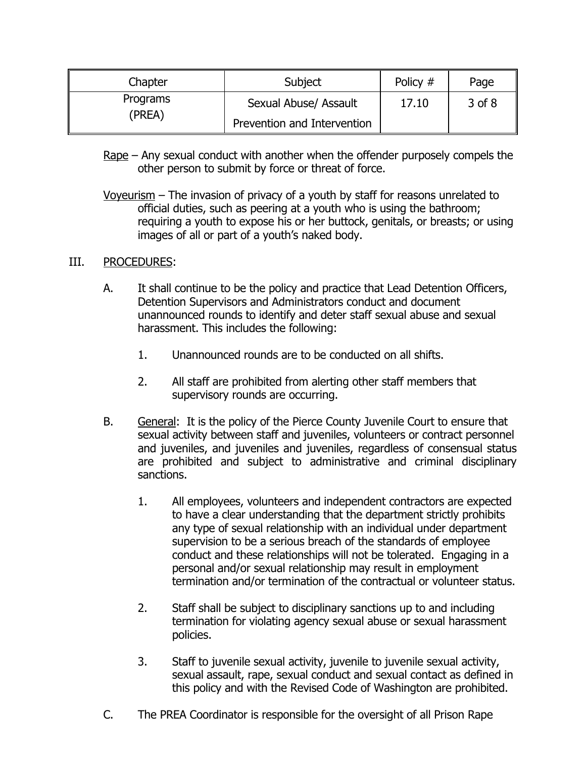| Chapter | Subject | Policy # | Page |
|---|---|---|---|
| Programs (PREA) | Sexual Abuse/ Assault Prevention and Intervention | 17.10 | 3 of 8 |

Rape – Any sexual conduct with another when the offender purposely compels the other person to submit by force or threat of force.

Voyeurism – The invasion of privacy of a youth by staff for reasons unrelated to official duties, such as peering at a youth who is using the bathroom; requiring a youth to expose his or her buttock, genitals, or breasts; or using images of all or part of a youth's naked body.

## III. PROCEDURES:

A. It shall continue to be the policy and practice that Lead Detention Officers, Detention Supervisors and Administrators conduct and document unannounced rounds to identify and deter staff sexual abuse and sexual harassment. This includes the following:

1. Unannounced rounds are to be conducted on all shifts.

2. All staff are prohibited from alerting other staff members that supervisory rounds are occurring.

B. General: It is the policy of the Pierce County Juvenile Court to ensure that sexual activity between staff and juveniles, volunteers or contract personnel and juveniles, and juveniles and juveniles, regardless of consensual status are prohibited and subject to administrative and criminal disciplinary sanctions.

1. All employees, volunteers and independent contractors are expected to have a clear understanding that the department strictly prohibits any type of sexual relationship with an individual under department supervision to be a serious breach of the standards of employee conduct and these relationships will not be tolerated. Engaging in a personal and/or sexual relationship may result in employment termination and/or termination of the contractual or volunteer status.

2. Staff shall be subject to disciplinary sanctions up to and including termination for violating agency sexual abuse or sexual harassment policies.

3. Staff to juvenile sexual activity, juvenile to juvenile sexual activity, sexual assault, rape, sexual conduct and sexual contact as defined in this policy and with the Revised Code of Washington are prohibited.

C. The PREA Coordinator is responsible for the oversight of all Prison Rape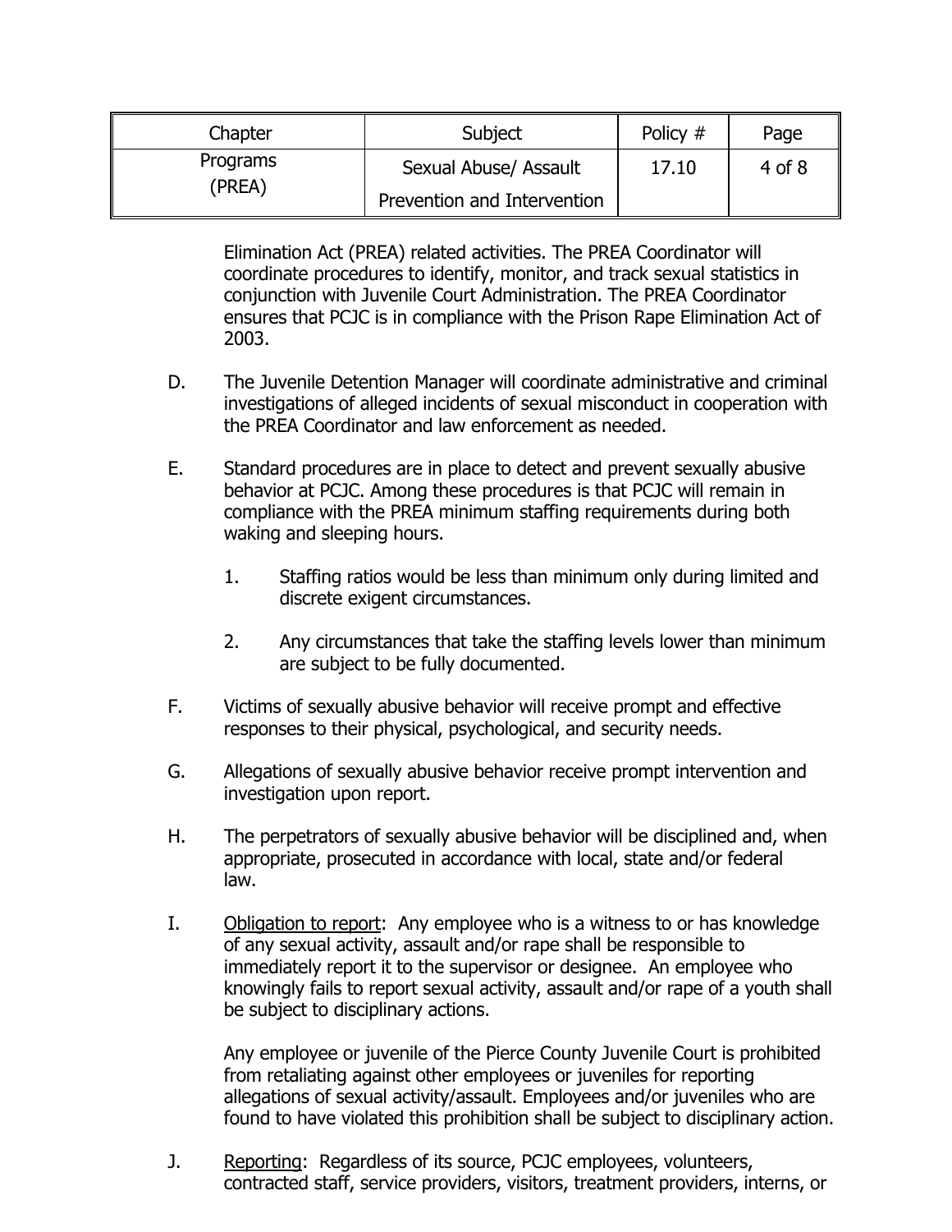| Chapter | Subject | Policy # | Page |
|---|---|---|---|
| Programs (PREA) | Sexual Abuse/ Assault Prevention and Intervention | 17.10 | 4 of 8 |

Elimination Act (PREA) related activities. The PREA Coordinator will coordinate procedures to identify, monitor, and track sexual statistics in conjunction with Juvenile Court Administration. The PREA Coordinator ensures that PCJC is in compliance with the Prison Rape Elimination Act of 2003.

D. The Juvenile Detention Manager will coordinate administrative and criminal investigations of alleged incidents of sexual misconduct in cooperation with the PREA Coordinator and law enforcement as needed.

E. Standard procedures are in place to detect and prevent sexually abusive behavior at PCJC. Among these procedures is that PCJC will remain in compliance with the PREA minimum staffing requirements during both waking and sleeping hours.

   1. Staffing ratios would be less than minimum only during limited and discrete exigent circumstances.

   2. Any circumstances that take the staffing levels lower than minimum are subject to be fully documented.

F. Victims of sexually abusive behavior will receive prompt and effective responses to their physical, psychological, and security needs.

G. Allegations of sexually abusive behavior receive prompt intervention and investigation upon report.

H. The perpetrators of sexually abusive behavior will be disciplined and, when appropriate, prosecuted in accordance with local, state and/or federal law.

I. <u>Obligation to report</u>: Any employee who is a witness to or has knowledge of any sexual activity, assault and/or rape shall be responsible to immediately report it to the supervisor or designee. An employee who knowingly fails to report sexual activity, assault and/or rape of a youth shall be subject to disciplinary actions.

   Any employee or juvenile of the Pierce County Juvenile Court is prohibited from retaliating against other employees or juveniles for reporting allegations of sexual activity/assault. Employees and/or juveniles who are found to have violated this prohibition shall be subject to disciplinary action.

J. <u>Reporting</u>: Regardless of its source, PCJC employees, volunteers, contracted staff, service providers, visitors, treatment providers, interns, or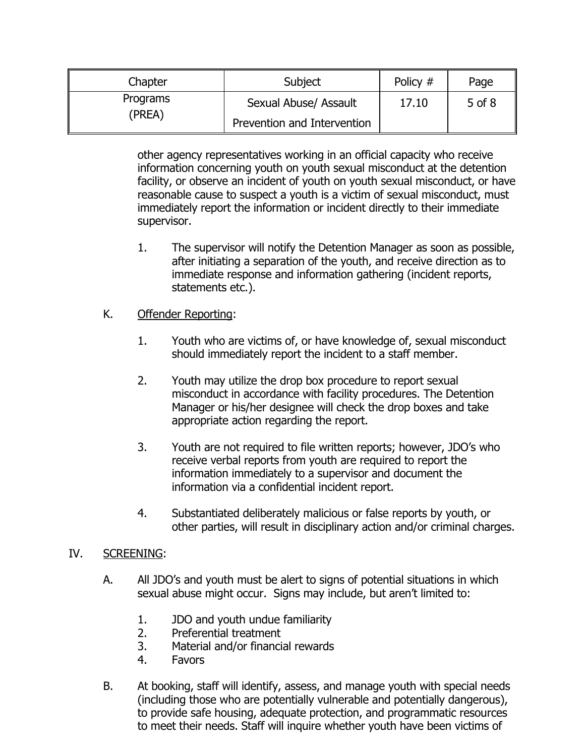other agency representatives working in an official capacity who receive information concerning youth on youth sexual misconduct at the detention facility, or observe an incident of youth on youth sexual misconduct, or have reasonable cause to suspect a youth is a victim of sexual misconduct, must immediately report the information or incident directly to their immediate supervisor.

1. The supervisor will notify the Detention Manager as soon as possible, after initiating a separation of the youth, and receive direction as to immediate response and information gathering (incident reports, statements etc.).

K. Offender Reporting:

1. Youth who are victims of, or have knowledge of, sexual misconduct should immediately report the incident to a staff member.

2. Youth may utilize the drop box procedure to report sexual misconduct in accordance with facility procedures. The Detention Manager or his/her designee will check the drop boxes and take appropriate action regarding the report.

3. Youth are not required to file written reports; however, JDO's who receive verbal reports from youth are required to report the information immediately to a supervisor and document the information via a confidential incident report.

4. Substantiated deliberately malicious or false reports by youth, or other parties, will result in disciplinary action and/or criminal charges.

## IV. SCREENING:

A. All JDO's and youth must be alert to signs of potential situations in which sexual abuse might occur. Signs may include, but aren't limited to:

1. JDO and youth undue familiarity
2. Preferential treatment
3. Material and/or financial rewards
4. Favors

B. At booking, staff will identify, assess, and manage youth with special needs (including those who are potentially vulnerable and potentially dangerous), to provide safe housing, adequate protection, and programmatic resources to meet their needs. Staff will inquire whether youth have been victims of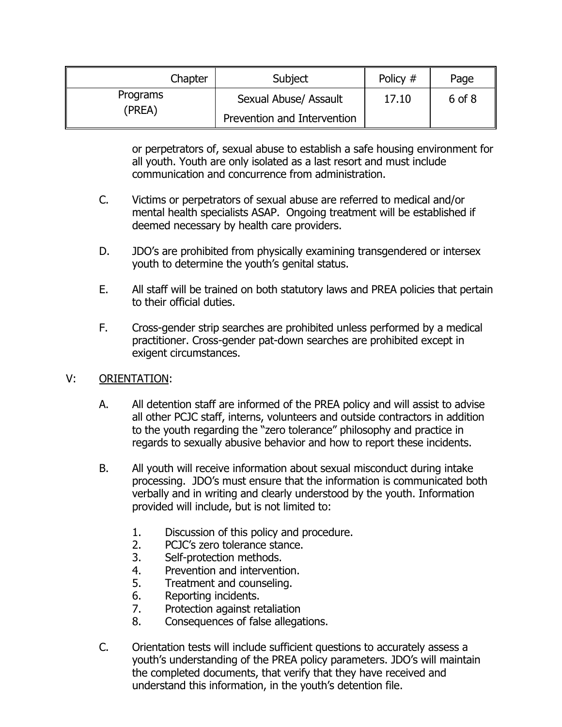or perpetrators of, sexual abuse to establish a safe housing environment for all youth. Youth are only isolated as a last resort and must include communication and concurrence from administration.

C. Victims or perpetrators of sexual abuse are referred to medical and/or mental health specialists ASAP. Ongoing treatment will be established if deemed necessary by health care providers.

D. JDO's are prohibited from physically examining transgendered or intersex youth to determine the youth's genital status.

E. All staff will be trained on both statutory laws and PREA policies that pertain to their official duties.

F. Cross-gender strip searches are prohibited unless performed by a medical practitioner. Cross-gender pat-down searches are prohibited except in exigent circumstances.

V: <u>ORIENTATION</u>:

A. All detention staff are informed of the PREA policy and will assist to advise all other PCJC staff, interns, volunteers and outside contractors in addition to the youth regarding the "zero tolerance" philosophy and practice in regards to sexually abusive behavior and how to report these incidents.

B. All youth will receive information about sexual misconduct during intake processing. JDO's must ensure that the information is communicated both verbally and in writing and clearly understood by the youth. Information provided will include, but is not limited to:

1. Discussion of this policy and procedure.
2. PCJC's zero tolerance stance.
3. Self-protection methods.
4. Prevention and intervention.
5. Treatment and counseling.
6. Reporting incidents.
7. Protection against retaliation
8. Consequences of false allegations.

C. Orientation tests will include sufficient questions to accurately assess a youth's understanding of the PREA policy parameters. JDO's will maintain the completed documents, that verify that they have received and understand this information, in the youth's detention file.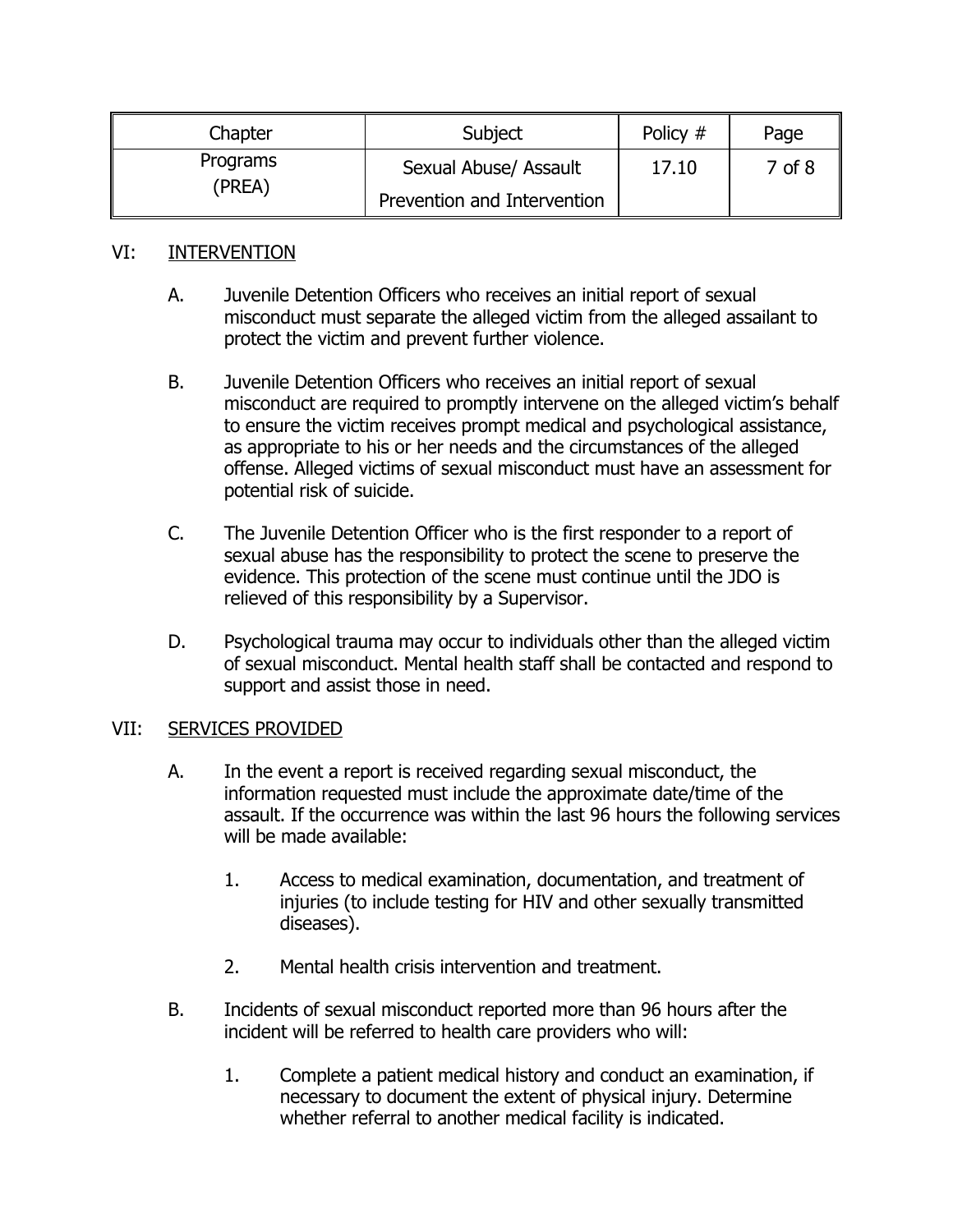| Chapter | Subject | Policy # | Page |
|---|---|---|---|
| Programs (PREA) | Sexual Abuse/ Assault Prevention and Intervention | 17.10 | 7 of 8 |

VI: INTERVENTION

A. Juvenile Detention Officers who receives an initial report of sexual misconduct must separate the alleged victim from the alleged assailant to protect the victim and prevent further violence.

B. Juvenile Detention Officers who receives an initial report of sexual misconduct are required to promptly intervene on the alleged victim's behalf to ensure the victim receives prompt medical and psychological assistance, as appropriate to his or her needs and the circumstances of the alleged offense. Alleged victims of sexual misconduct must have an assessment for potential risk of suicide.

C. The Juvenile Detention Officer who is the first responder to a report of sexual abuse has the responsibility to protect the scene to preserve the evidence. This protection of the scene must continue until the JDO is relieved of this responsibility by a Supervisor.

D. Psychological trauma may occur to individuals other than the alleged victim of sexual misconduct. Mental health staff shall be contacted and respond to support and assist those in need.

VII: SERVICES PROVIDED

A. In the event a report is received regarding sexual misconduct, the information requested must include the approximate date/time of the assault. If the occurrence was within the last 96 hours the following services will be made available:

1. Access to medical examination, documentation, and treatment of injuries (to include testing for HIV and other sexually transmitted diseases).

2. Mental health crisis intervention and treatment.

B. Incidents of sexual misconduct reported more than 96 hours after the incident will be referred to health care providers who will:

1. Complete a patient medical history and conduct an examination, if necessary to document the extent of physical injury. Determine whether referral to another medical facility is indicated.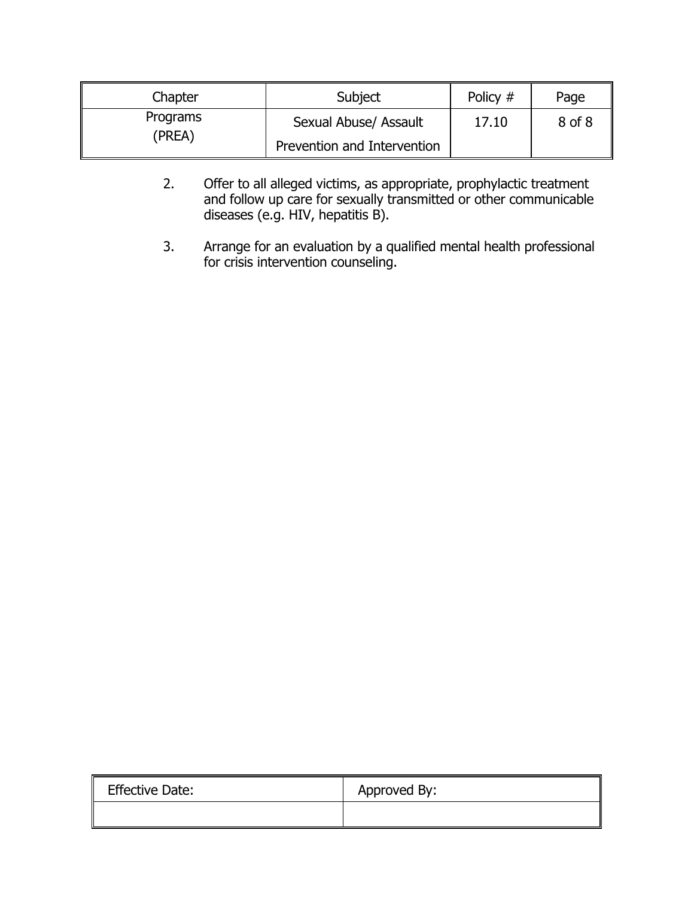| Chapter | Subject | Policy # | Page |
|---|---|---|---|
| Programs (PREA) | Sexual Abuse/ Assault Prevention and Intervention | 17.10 | 8 of 8 |

2. Offer to all alleged victims, as appropriate, prophylactic treatment and follow up care for sexually transmitted or other communicable diseases (e.g. HIV, hepatitis B).

3. Arrange for an evaluation by a qualified mental health professional for crisis intervention counseling.

| Effective Date: | Approved By: |
|---|---|
| | |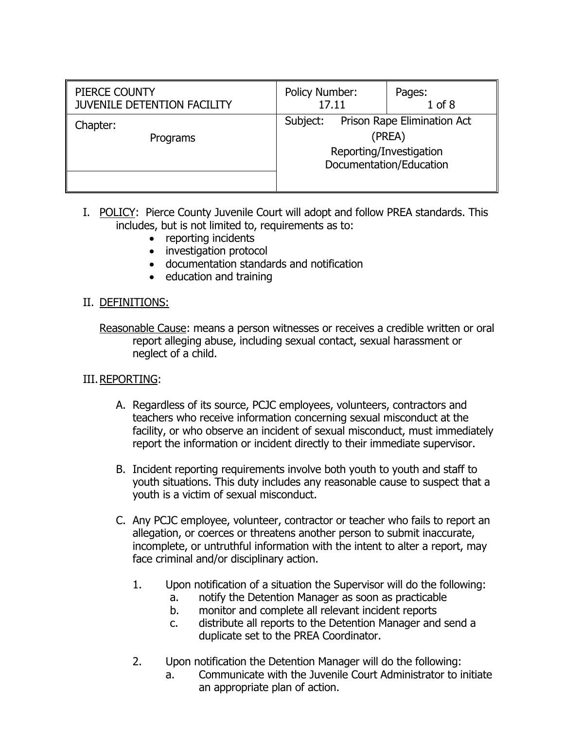| PIERCE COUNTY<br>JUVENILE DETENTION FACILITY | Policy Number:<br>17.11 | Pages:<br>1 of 8 |
|---|---|---|
| Chapter:<br>Programs | Subject: Prison Rape Elimination Act (PREA)<br>Reporting/Investigation<br>Documentation/Education | |

I. <u>POLICY</u>: Pierce County Juvenile Court will adopt and follow PREA standards. This includes, but is not limited to, requirements as to:

- reporting incidents
- investigation protocol
- documentation standards and notification
- education and training

II. <u>DEFINITIONS:</u>

<u>Reasonable Cause</u>: means a person witnesses or receives a credible written or oral report alleging abuse, including sexual contact, sexual harassment or neglect of a child.

III. <u>REPORTING</u>:

A. Regardless of its source, PCJC employees, volunteers, contractors and teachers who receive information concerning sexual misconduct at the facility, or who observe an incident of sexual misconduct, must immediately report the information or incident directly to their immediate supervisor.

B. Incident reporting requirements involve both youth to youth and staff to youth situations. This duty includes any reasonable cause to suspect that a youth is a victim of sexual misconduct.

C. Any PCJC employee, volunteer, contractor or teacher who fails to report an allegation, or coerces or threatens another person to submit inaccurate, incomplete, or untruthful information with the intent to alter a report, may face criminal and/or disciplinary action.

1. Upon notification of a situation the Supervisor will do the following:
   a. notify the Detention Manager as soon as practicable
   b. monitor and complete all relevant incident reports
   c. distribute all reports to the Detention Manager and send a duplicate set to the PREA Coordinator.

2. Upon notification the Detention Manager will do the following:
   a. Communicate with the Juvenile Court Administrator to initiate an appropriate plan of action.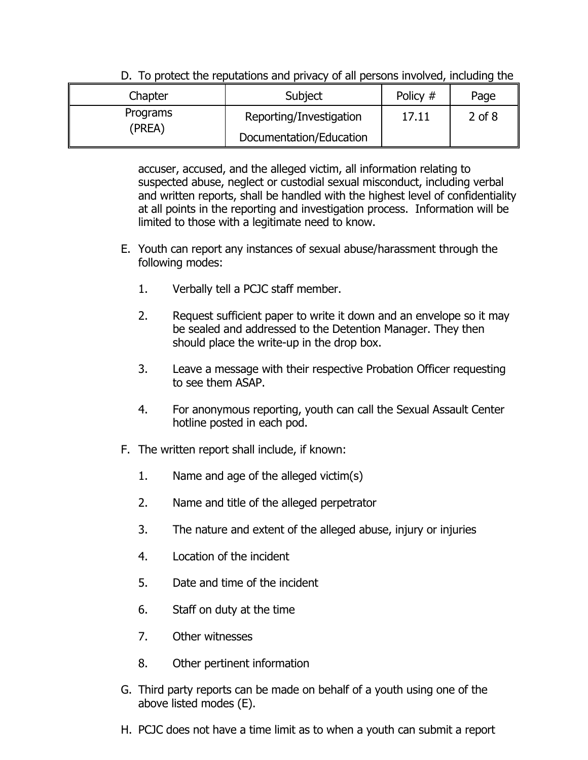D. To protect the reputations and privacy of all persons involved, including the accuser, accused, and the alleged victim, all information relating to suspected abuse, neglect or custodial sexual misconduct, including verbal and written reports, shall be handled with the highest level of confidentiality at all points in the reporting and investigation process. Information will be limited to those with a legitimate need to know.

E. Youth can report any instances of sexual abuse/harassment through the following modes:

   1. Verbally tell a PCJC staff member.

   2. Request sufficient paper to write it down and an envelope so it may be sealed and addressed to the Detention Manager. They then should place the write-up in the drop box.

   3. Leave a message with their respective Probation Officer requesting to see them ASAP.

   4. For anonymous reporting, youth can call the Sexual Assault Center hotline posted in each pod.

F. The written report shall include, if known:

   1. Name and age of the alleged victim(s)

   2. Name and title of the alleged perpetrator

   3. The nature and extent of the alleged abuse, injury or injuries

   4. Location of the incident

   5. Date and time of the incident

   6. Staff on duty at the time

   7. Other witnesses

   8. Other pertinent information

G. Third party reports can be made on behalf of a youth using one of the above listed modes (E).

H. PCJC does not have a time limit as to when a youth can submit a report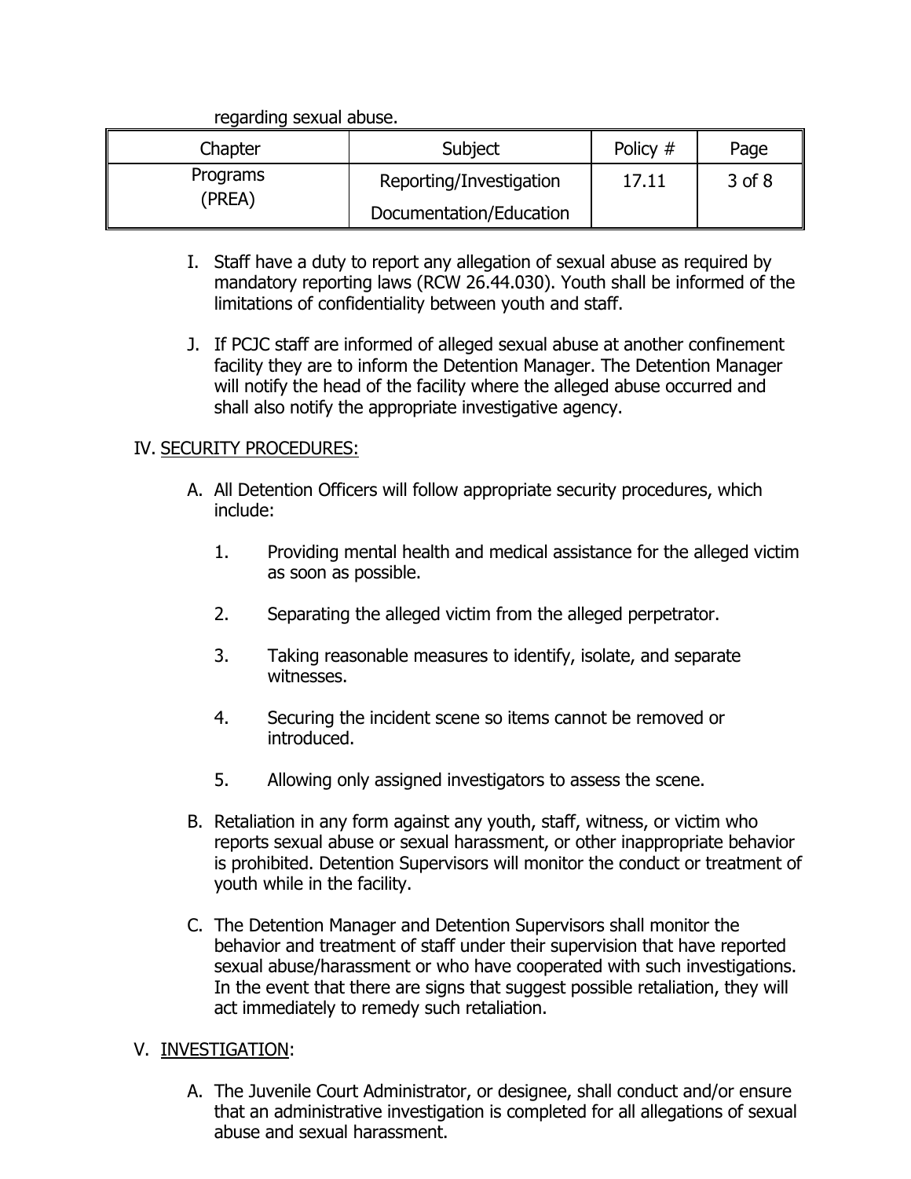regarding sexual abuse.

I. Staff have a duty to report any allegation of sexual abuse as required by mandatory reporting laws (RCW 26.44.030). Youth shall be informed of the limitations of confidentiality between youth and staff.

J. If PCJC staff are informed of alleged sexual abuse at another confinement facility they are to inform the Detention Manager. The Detention Manager will notify the head of the facility where the alleged abuse occurred and shall also notify the appropriate investigative agency.

## IV. <u>SECURITY PROCEDURES:</u>

A. All Detention Officers will follow appropriate security procedures, which include:

1. Providing mental health and medical assistance for the alleged victim as soon as possible.
2. Separating the alleged victim from the alleged perpetrator.
3. Taking reasonable measures to identify, isolate, and separate witnesses.
4. Securing the incident scene so items cannot be removed or introduced.
5. Allowing only assigned investigators to assess the scene.

B. Retaliation in any form against any youth, staff, witness, or victim who reports sexual abuse or sexual harassment, or other inappropriate behavior is prohibited. Detention Supervisors will monitor the conduct or treatment of youth while in the facility.

C. The Detention Manager and Detention Supervisors shall monitor the behavior and treatment of staff under their supervision that have reported sexual abuse/harassment or who have cooperated with such investigations. In the event that there are signs that suggest possible retaliation, they will act immediately to remedy such retaliation.

## V. <u>INVESTIGATION</u>:

A. The Juvenile Court Administrator, or designee, shall conduct and/or ensure that an administrative investigation is completed for all allegations of sexual abuse and sexual harassment.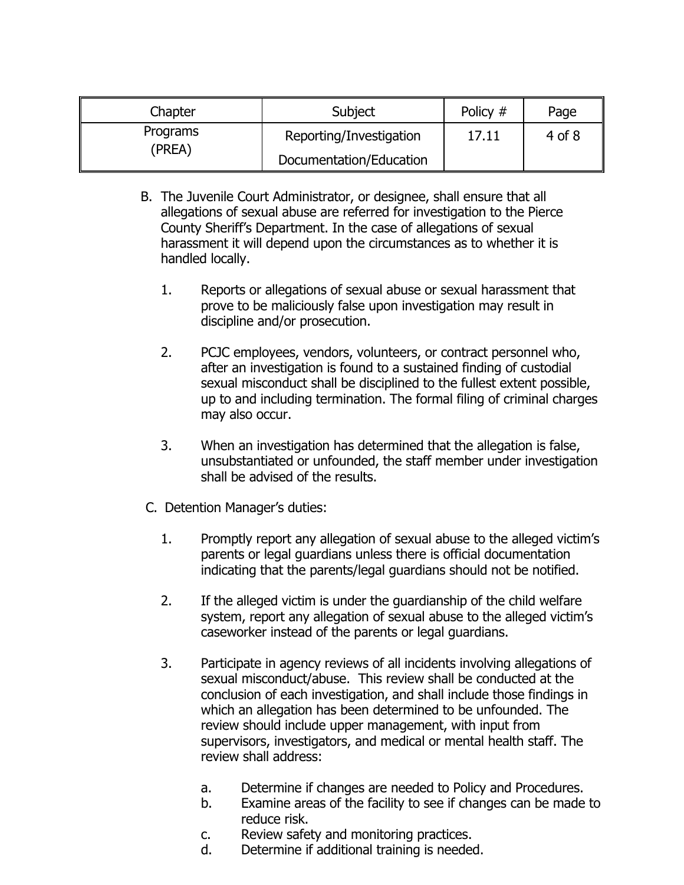| Chapter | Subject | Policy # | Page |
|---|---|---|---|
| Programs (PREA) | Reporting/Investigation Documentation/Education | 17.11 | 4 of 8 |

B. The Juvenile Court Administrator, or designee, shall ensure that all allegations of sexual abuse are referred for investigation to the Pierce County Sheriff's Department. In the case of allegations of sexual harassment it will depend upon the circumstances as to whether it is handled locally.

   1. Reports or allegations of sexual abuse or sexual harassment that prove to be maliciously false upon investigation may result in discipline and/or prosecution.

   2. PCJC employees, vendors, volunteers, or contract personnel who, after an investigation is found to a sustained finding of custodial sexual misconduct shall be disciplined to the fullest extent possible, up to and including termination. The formal filing of criminal charges may also occur.

   3. When an investigation has determined that the allegation is false, unsubstantiated or unfounded, the staff member under investigation shall be advised of the results.

C. Detention Manager's duties:

   1. Promptly report any allegation of sexual abuse to the alleged victim's parents or legal guardians unless there is official documentation indicating that the parents/legal guardians should not be notified.

   2. If the alleged victim is under the guardianship of the child welfare system, report any allegation of sexual abuse to the alleged victim's caseworker instead of the parents or legal guardians.

   3. Participate in agency reviews of all incidents involving allegations of sexual misconduct/abuse. This review shall be conducted at the conclusion of each investigation, and shall include those findings in which an allegation has been determined to be unfounded. The review should include upper management, with input from supervisors, investigators, and medical or mental health staff. The review shall address:

      a. Determine if changes are needed to Policy and Procedures.
      b. Examine areas of the facility to see if changes can be made to reduce risk.
      c. Review safety and monitoring practices.
      d. Determine if additional training is needed.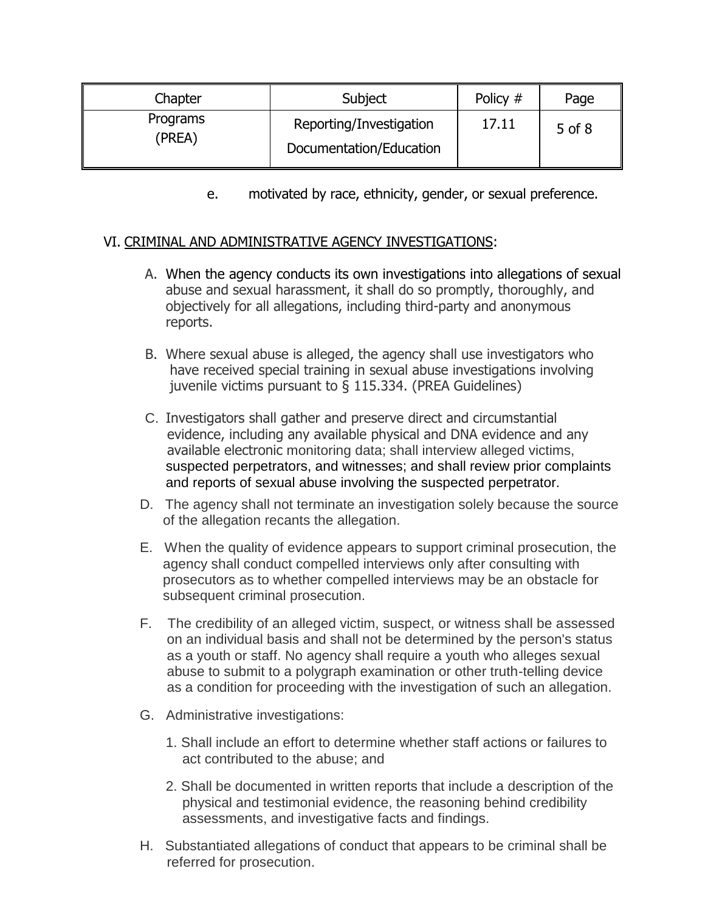e. motivated by race, ethnicity, gender, or sexual preference.

VI. <u>CRIMINAL AND ADMINISTRATIVE AGENCY INVESTIGATIONS</u>:

A. When the agency conducts its own investigations into allegations of sexual abuse and sexual harassment, it shall do so promptly, thoroughly, and objectively for all allegations, including third-party and anonymous reports.

B. Where sexual abuse is alleged, the agency shall use investigators who have received special training in sexual abuse investigations involving juvenile victims pursuant to § 115.334. (PREA Guidelines)

C. Investigators shall gather and preserve direct and circumstantial evidence, including any available physical and DNA evidence and any available electronic monitoring data; shall interview alleged victims, suspected perpetrators, and witnesses; and shall review prior complaints and reports of sexual abuse involving the suspected perpetrator.

D. The agency shall not terminate an investigation solely because the source of the allegation recants the allegation.

E. When the quality of evidence appears to support criminal prosecution, the agency shall conduct compelled interviews only after consulting with prosecutors as to whether compelled interviews may be an obstacle for subsequent criminal prosecution.

F. The credibility of an alleged victim, suspect, or witness shall be assessed on an individual basis and shall not be determined by the person's status as a youth or staff. No agency shall require a youth who alleges sexual abuse to submit to a polygraph examination or other truth-telling device as a condition for proceeding with the investigation of such an allegation.

G. Administrative investigations:

1. Shall include an effort to determine whether staff actions or failures to act contributed to the abuse; and

2. Shall be documented in written reports that include a description of the physical and testimonial evidence, the reasoning behind credibility assessments, and investigative facts and findings.

H. Substantiated allegations of conduct that appears to be criminal shall be referred for prosecution.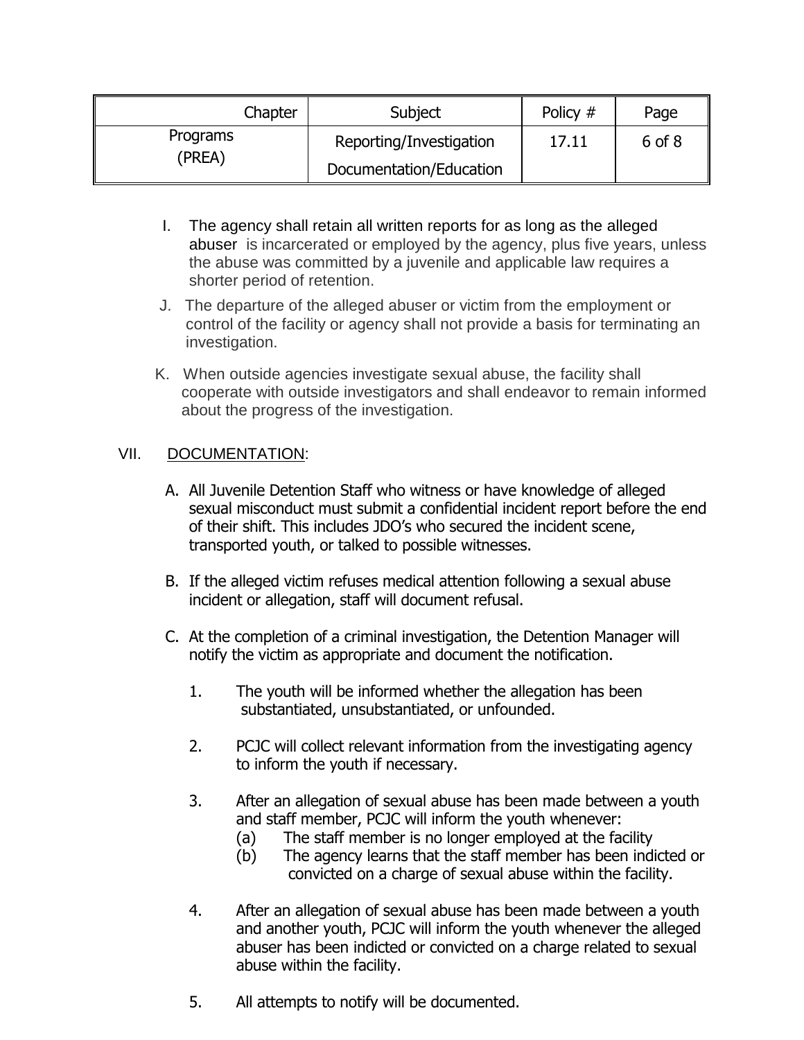| Chapter | Subject | Policy # | Page |
|---|---|---|---|
| Programs (PREA) | Reporting/Investigation Documentation/Education | 17.11 | 6 of 8 |

I. The agency shall retain all written reports for as long as the alleged abuser is incarcerated or employed by the agency, plus five years, unless the abuse was committed by a juvenile and applicable law requires a shorter period of retention.

J. The departure of the alleged abuser or victim from the employment or control of the facility or agency shall not provide a basis for terminating an investigation.

K. When outside agencies investigate sexual abuse, the facility shall cooperate with outside investigators and shall endeavor to remain informed about the progress of the investigation.

VII. DOCUMENTATION:

A. All Juvenile Detention Staff who witness or have knowledge of alleged sexual misconduct must submit a confidential incident report before the end of their shift. This includes JDO's who secured the incident scene, transported youth, or talked to possible witnesses.

B. If the alleged victim refuses medical attention following a sexual abuse incident or allegation, staff will document refusal.

C. At the completion of a criminal investigation, the Detention Manager will notify the victim as appropriate and document the notification.

1. The youth will be informed whether the allegation has been substantiated, unsubstantiated, or unfounded.

2. PCJC will collect relevant information from the investigating agency to inform the youth if necessary.

3. After an allegation of sexual abuse has been made between a youth and staff member, PCJC will inform the youth whenever:
   (a) The staff member is no longer employed at the facility
   (b) The agency learns that the staff member has been indicted or convicted on a charge of sexual abuse within the facility.

4. After an allegation of sexual abuse has been made between a youth and another youth, PCJC will inform the youth whenever the alleged abuser has been indicted or convicted on a charge related to sexual abuse within the facility.

5. All attempts to notify will be documented.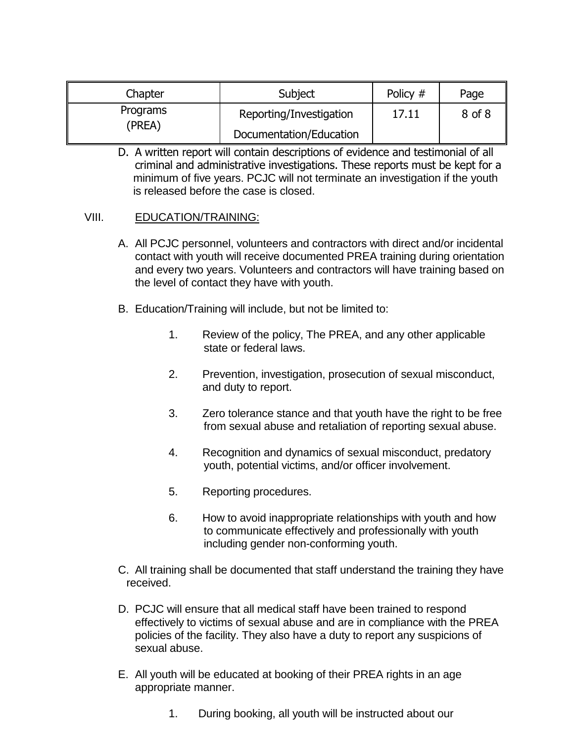D. A written report will contain descriptions of evidence and testimonial of all criminal and administrative investigations. These reports must be kept for a minimum of five years. PCJC will not terminate an investigation if the youth is released before the case is closed.

VIII. EDUCATION/TRAINING:

A. All PCJC personnel, volunteers and contractors with direct and/or incidental contact with youth will receive documented PREA training during orientation and every two years. Volunteers and contractors will have training based on the level of contact they have with youth.

B. Education/Training will include, but not be limited to:

1. Review of the policy, The PREA, and any other applicable state or federal laws.

2. Prevention, investigation, prosecution of sexual misconduct, and duty to report.

3. Zero tolerance stance and that youth have the right to be free from sexual abuse and retaliation of reporting sexual abuse.

4. Recognition and dynamics of sexual misconduct, predatory youth, potential victims, and/or officer involvement.

5. Reporting procedures.

6. How to avoid inappropriate relationships with youth and how to communicate effectively and professionally with youth including gender non-conforming youth.

C. All training shall be documented that staff understand the training they have received.

D. PCJC will ensure that all medical staff have been trained to respond effectively to victims of sexual abuse and are in compliance with the PREA policies of the facility. They also have a duty to report any suspicions of sexual abuse.

E. All youth will be educated at booking of their PREA rights in an age appropriate manner.

1. During booking, all youth will be instructed about our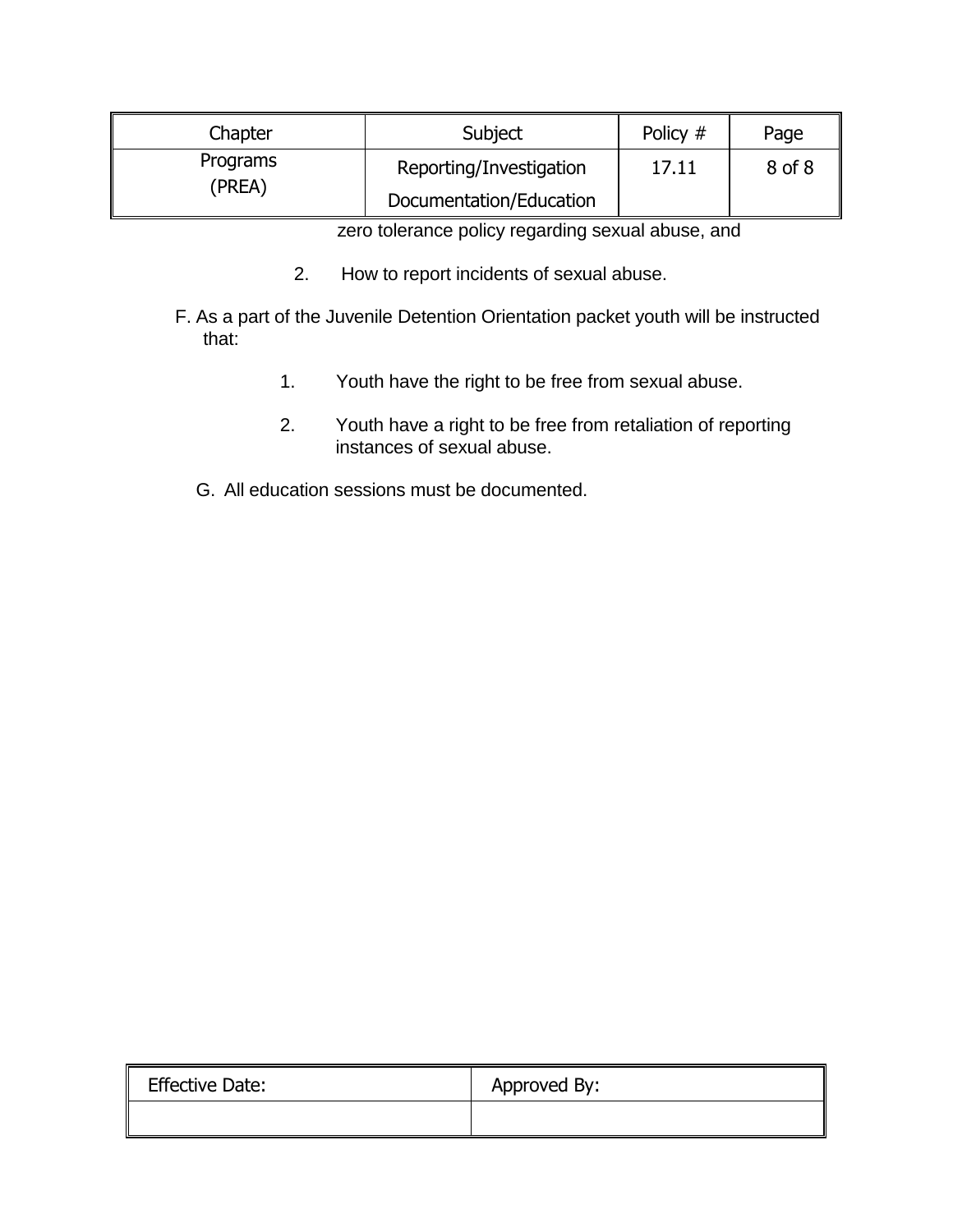zero tolerance policy regarding sexual abuse, and

2. How to report incidents of sexual abuse.

F. As a part of the Juvenile Detention Orientation packet youth will be instructed that:

1. Youth have the right to be free from sexual abuse.

2. Youth have a right to be free from retaliation of reporting instances of sexual abuse.

G. All education sessions must be documented.